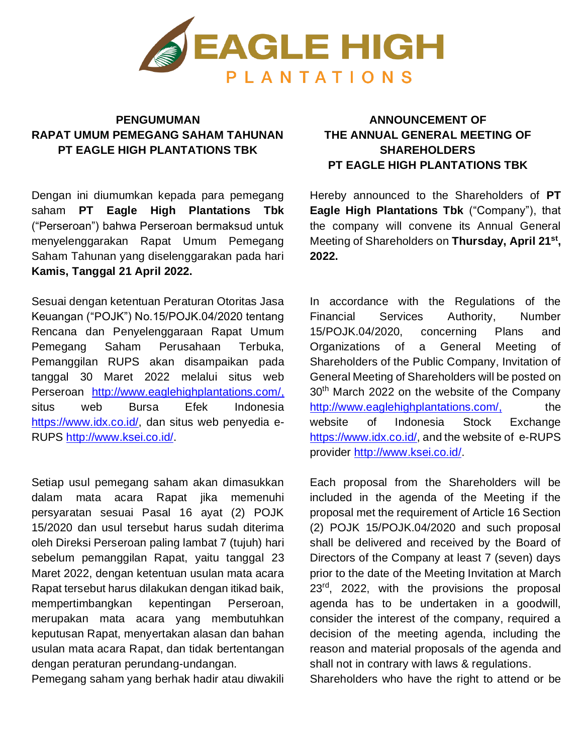**EAGLE HIGH PLANTATIONS**

## PENGUMUMAN RAPAT UMUM PEMEGANG SAHAM TAHUNAN PT EAGLE HIGH PLANTATIONS TBK

Dengan ini diumumkan kepada para pemegang saham **PT Eagle High Plantations Tbk** ("Perseroan") bahwa Perseroan bermaksud untuk menyelenggarakan Rapat Umum Pemegang Saham Tahunan yang diselenggarakan pada hari **Kamis, Tanggal 21 April 2022.**

Sesuai dengan ketentuan Peraturan Otoritas Jasa Keuangan ("POJK") No.15/POJK.04/2020 tentang Rencana dan Penyelenggaraan Rapat Umum Pemegang Saham Perusahaan Terbuka, Pemanggilan RUPS akan disampaikan pada tanggal 30 Maret 2022 melalui situs web Perseroan http://www.eaglehighplantations.com/, situs web Bursa Efek Indonesia https://www.idx.co.id/, dan situs web penyedia e-RUPS http://www.ksei.co.id/.

Setiap usul pemegang saham akan dimasukkan dalam mata acara Rapat jika memenuhi persyaratan sesuai Pasal 16 ayat (2) POJK 15/2020 dan usul tersebut harus sudah diterima oleh Direksi Perseroan paling lambat 7 (tujuh) hari sebelum pemanggilan Rapat, yaitu tanggal 23 Maret 2022, dengan ketentuan usulan mata acara Rapat tersebut harus dilakukan dengan itikad baik, mempertimbangkan kepentingan Perseroan, merupakan mata acara yang membutuhkan keputusan Rapat, menyertakan alasan dan bahan usulan mata acara Rapat, dan tidak bertentangan dengan peraturan perundang-undangan.

Pemegang saham yang berhak hadir atau diwakili

## ANNOUNCEMENT OF THE ANNUAL GENERAL MEETING OF SHAREHOLDERS PT EAGLE HIGH PLANTATIONS TBK

Hereby announced to the Shareholders of **PT Eagle High Plantations Tbk** ("Company"), that the company will convene its Annual General Meeting of Shareholders on **Thursday, April 21st, 2022.**

In accordance with the Regulations of the Financial Services Authority, Number 15/POJK.04/2020, concerning Plans and Organizations of a General Meeting of Shareholders of the Public Company, Invitation of General Meeting of Shareholders will be posted on 30th March 2022 on the website of the Company http://www.eaglehighplantations.com/, the website of Indonesia Stock Exchange https://www.idx.co.id/, and the website of e-RUPS provider http://www.ksei.co.id/.

Each proposal from the Shareholders will be included in the agenda of the Meeting if the proposal met the requirement of Article 16 Section (2) POJK 15/POJK.04/2020 and such proposal shall be delivered and received by the Board of Directors of the Company at least 7 (seven) days prior to the date of the Meeting Invitation at March 23rd, 2022, with the provisions the proposal agenda has to be undertaken in a goodwill, consider the interest of the company, required a decision of the meeting agenda, including the reason and material proposals of the agenda and shall not in contrary with laws & regulations.

Shareholders who have the right to attend or be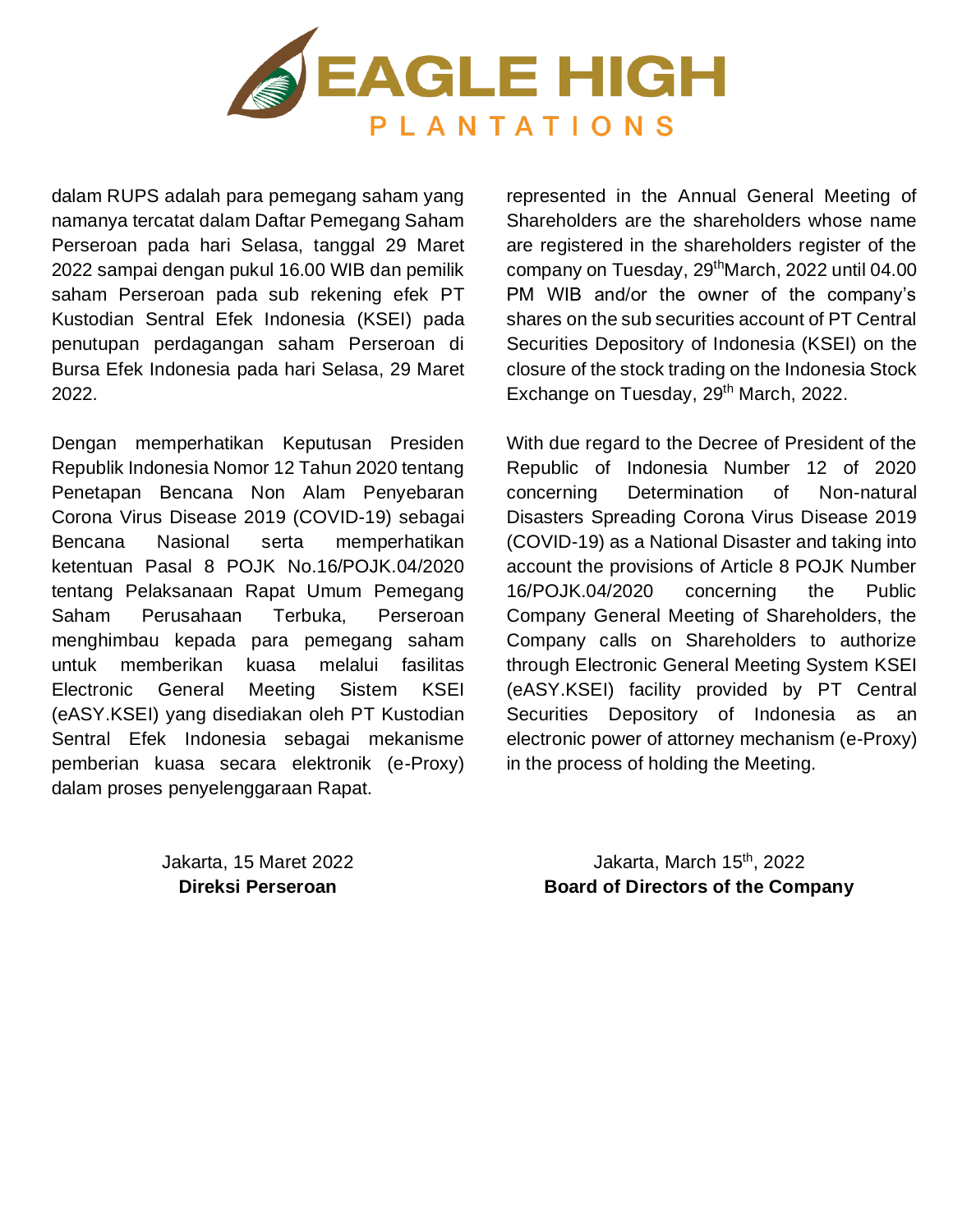dalam RUPS adalah para pemegang saham yang namanya tercatat dalam Daftar Pemegang Saham Perseroan pada hari Selasa, tanggal 29 Maret 2022 sampai dengan pukul 16.00 WIB dan pemilik saham Perseroan pada sub rekening efek PT Kustodian Sentral Efek Indonesia (KSEI) pada penutupan perdagangan saham Perseroan di Bursa Efek Indonesia pada hari Selasa, 29 Maret 2022.

Dengan memperhatikan Keputusan Presiden Republik Indonesia Nomor 12 Tahun 2020 tentang Penetapan Bencana Non Alam Penyebaran Corona Virus Disease 2019 (COVID-19) sebagai Bencana Nasional serta memperhatikan ketentuan Pasal 8 POJK No.16/POJK.04/2020 tentang Pelaksanaan Rapat Umum Pemegang Saham Perusahaan Terbuka, Perseroan menghimbau kepada para pemegang saham untuk memberikan kuasa melalui fasilitas Electronic General Meeting Sistem KSEI (eASY.KSEI) yang disediakan oleh PT Kustodian Sentral Efek Indonesia sebagai mekanisme pemberian kuasa secara elektronik (e-Proxy) dalam proses penyelenggaraan Rapat.

Jakarta, 15 Maret 2022
**Direksi Perseroan**

represented in the Annual General Meeting of Shareholders are the shareholders whose name are registered in the shareholders register of the company on Tuesday, 29th March, 2022 until 04.00 PM WIB and/or the owner of the company's shares on the sub securities account of PT Central Securities Depository of Indonesia (KSEI) on the closure of the stock trading on the Indonesia Stock Exchange on Tuesday, 29th March, 2022.

With due regard to the Decree of President of the Republic of Indonesia Number 12 of 2020 concerning Determination of Non-natural Disasters Spreading Corona Virus Disease 2019 (COVID-19) as a National Disaster and taking into account the provisions of Article 8 POJK Number 16/POJK.04/2020 concerning the Public Company General Meeting of Shareholders, the Company calls on Shareholders to authorize through Electronic General Meeting System KSEI (eASY.KSEI) facility provided by PT Central Securities Depository of Indonesia as an electronic power of attorney mechanism (e-Proxy) in the process of holding the Meeting.

Jakarta, March 15th, 2022
**Board of Directors of the Company**